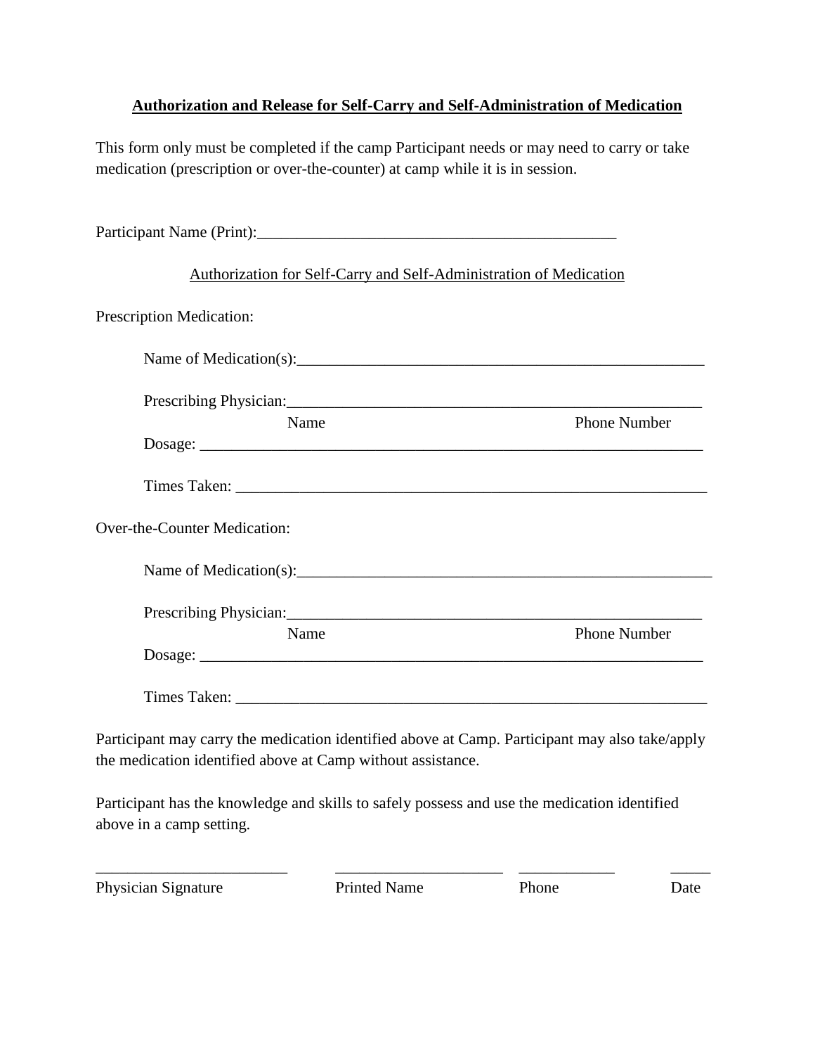# Authorization and Release for Self-Carry and Self-Administration of Medication

This form only must be completed if the camp Participant needs or may need to carry or take medication (prescription or over-the-counter) at camp while it is in session.

Participant Name (Print):______________________________________________

## Authorization for Self-Carry and Self-Administration of Medication

Prescription Medication:

Name of Medication(s):_____________________________________________________

Prescribing Physician:______________________________________________________
Name                                                                 Phone Number

Dosage: _______________________________________________________________

Times Taken: ___________________________________________________________

Over-the-Counter Medication:

Name of Medication(s):_____________________________________________________

Prescribing Physician:______________________________________________________
Name                                                                 Phone Number

Dosage: _______________________________________________________________

Times Taken: ___________________________________________________________

Participant may carry the medication identified above at Camp. Participant may also take/apply the medication identified above at Camp without assistance.

Participant has the knowledge and skills to safely possess and use the medication identified above in a camp setting.

_________________________ _____________________ ____________ _____
Physician Signature          Printed Name          Phone          Date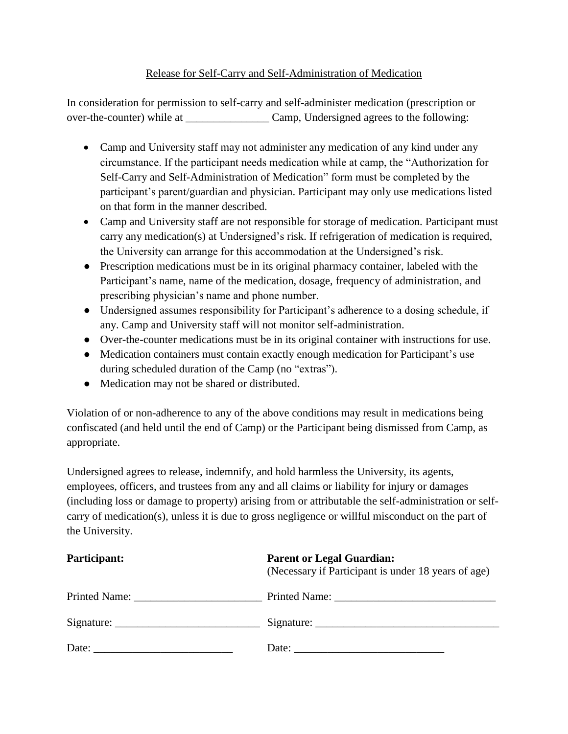<u>Release for Self-Carry and Self-Administration of Medication</u>

In consideration for permission to self-carry and self-administer medication (prescription or over-the-counter) while at _______________ Camp, Undersigned agrees to the following:

- Camp and University staff may not administer any medication of any kind under any circumstance. If the participant needs medication while at camp, the "Authorization for Self-Carry and Self-Administration of Medication" form must be completed by the participant's parent/guardian and physician. Participant may only use medications listed on that form in the manner described.
- Camp and University staff are not responsible for storage of medication. Participant must carry any medication(s) at Undersigned's risk. If refrigeration of medication is required, the University can arrange for this accommodation at the Undersigned's risk.
- Prescription medications must be in its original pharmacy container, labeled with the Participant's name, name of the medication, dosage, frequency of administration, and prescribing physician's name and phone number.
- Undersigned assumes responsibility for Participant's adherence to a dosing schedule, if any. Camp and University staff will not monitor self-administration.
- Over-the-counter medications must be in its original container with instructions for use.
- Medication containers must contain exactly enough medication for Participant's use during scheduled duration of the Camp (no "extras").
- Medication may not be shared or distributed.

Violation of or non-adherence to any of the above conditions may result in medications being confiscated (and held until the end of Camp) or the Participant being dismissed from Camp, as appropriate.

Undersigned agrees to release, indemnify, and hold harmless the University, its agents, employees, officers, and trustees from any and all claims or liability for injury or damages (including loss or damage to property) arising from or attributable the self-administration or self-carry of medication(s), unless it is due to gross negligence or willful misconduct on the part of the University.

| **Participant:** | **Parent or Legal Guardian:** (Necessary if Participant is under 18 years of age) |
| --- | --- |
| Printed Name: _______________________ | Printed Name: _____________________________ |
| Signature: _________________________ | Signature: _________________________________ |
| Date: _________________________ | Date: ___________________________ |